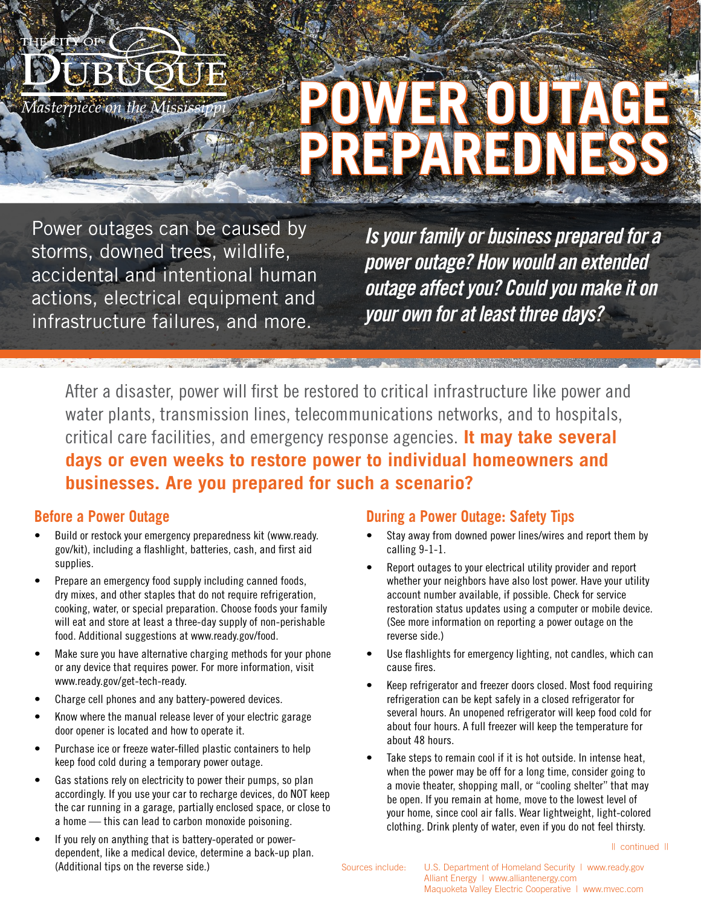THE CITY OF DUBUQUE

*Masterpiece on the Mississippi*

# POWER OUTAGE PREPAREDNESS

Power outages can be caused by storms, downed trees, wildlife, accidental and intentional human actions, electrical equipment and infrastructure failures, and more.

***Is your family or business prepared for a power outage? How would an extended outage affect you? Could you make it on your own for at least three days?***

After a disaster, power will first be restored to critical infrastructure like power and water plants, transmission lines, telecommunications networks, and to hospitals, critical care facilities, and emergency response agencies. **It may take several days or even weeks to restore power to individual homeowners and businesses. Are you prepared for such a scenario?**

## Before a Power Outage

- Build or restock your emergency preparedness kit (www.ready.gov/kit), including a flashlight, batteries, cash, and first aid supplies.
- Prepare an emergency food supply including canned foods, dry mixes, and other staples that do not require refrigeration, cooking, water, or special preparation. Choose foods your family will eat and store at least a three-day supply of non-perishable food. Additional suggestions at www.ready.gov/food.
- Make sure you have alternative charging methods for your phone or any device that requires power. For more information, visit www.ready.gov/get-tech-ready.
- Charge cell phones and any battery-powered devices.
- Know where the manual release lever of your electric garage door opener is located and how to operate it.
- Purchase ice or freeze water-filled plastic containers to help keep food cold during a temporary power outage.
- Gas stations rely on electricity to power their pumps, so plan accordingly. If you use your car to recharge devices, do NOT keep the car running in a garage, partially enclosed space, or close to a home — this can lead to carbon monoxide poisoning.
- If you rely on anything that is battery-operated or power-dependent, like a medical device, determine a back-up plan. (Additional tips on the reverse side.)

## During a Power Outage: Safety Tips

- Stay away from downed power lines/wires and report them by calling 9-1-1.
- Report outages to your electrical utility provider and report whether your neighbors have also lost power. Have your utility account number available, if possible. Check for service restoration status updates using a computer or mobile device. (See more information on reporting a power outage on the reverse side.)
- Use flashlights for emergency lighting, not candles, which can cause fires.
- Keep refrigerator and freezer doors closed. Most food requiring refrigeration can be kept safely in a closed refrigerator for several hours. An unopened refrigerator will keep food cold for about four hours. A full freezer will keep the temperature for about 48 hours.
- Take steps to remain cool if it is hot outside. In intense heat, when the power may be off for a long time, consider going to a movie theater, shopping mall, or "cooling shelter" that may be open. If you remain at home, move to the lowest level of your home, since cool air falls. Wear lightweight, light-colored clothing. Drink plenty of water, even if you do not feel thirsty.

|| continued ||

Sources include: U.S. Department of Homeland Security | www.ready.gov
Alliant Energy | www.alliantenergy.com
Maquoketa Valley Electric Cooperative | www.mvec.com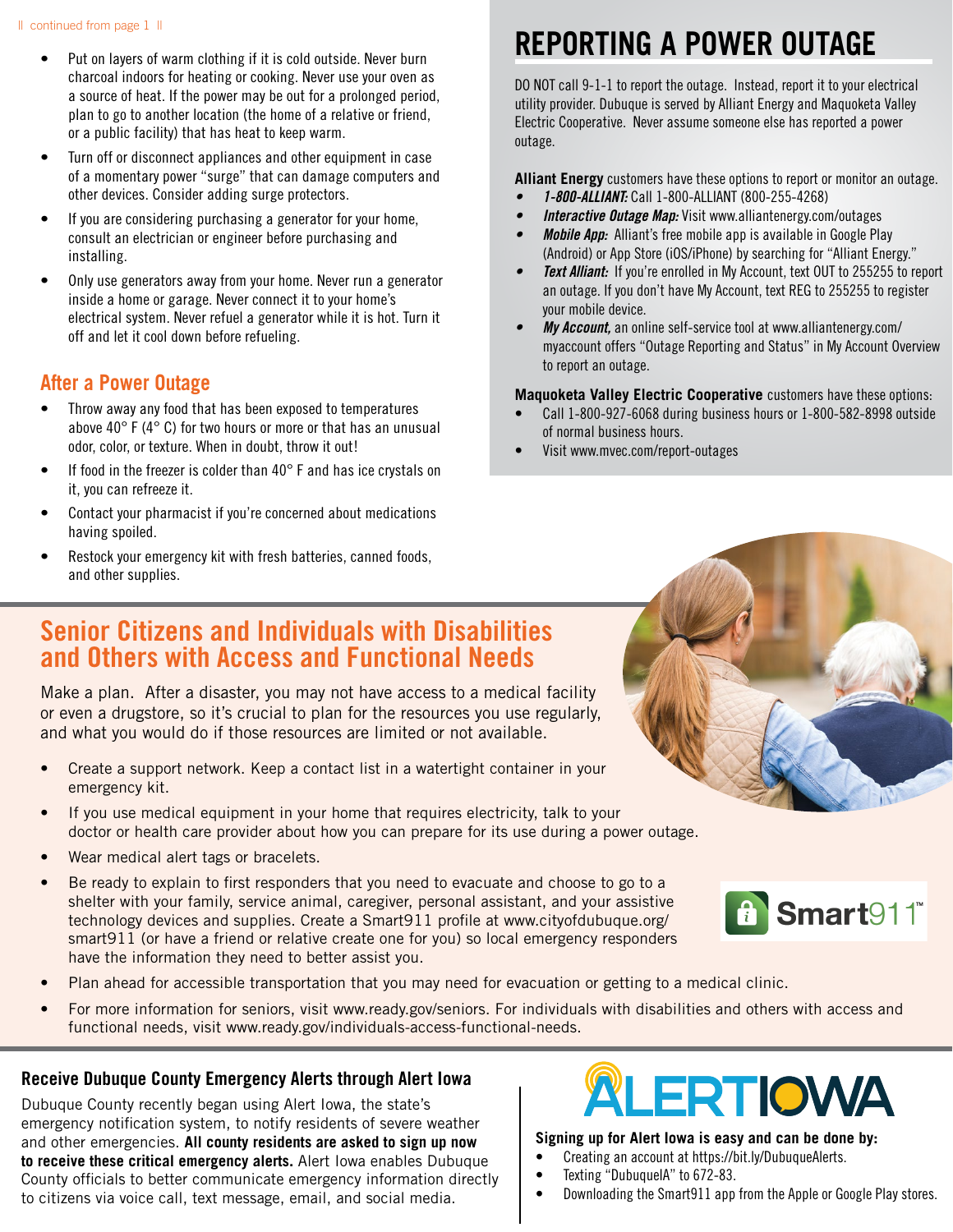|| continued from page 1 ||

- Put on layers of warm clothing if it is cold outside. Never burn charcoal indoors for heating or cooking. Never use your oven as a source of heat. If the power may be out for a prolonged period, plan to go to another location (the home of a relative or friend, or a public facility) that has heat to keep warm.
- Turn off or disconnect appliances and other equipment in case of a momentary power "surge" that can damage computers and other devices. Consider adding surge protectors.
- If you are considering purchasing a generator for your home, consult an electrician or engineer before purchasing and installing.
- Only use generators away from your home. Never run a generator inside a home or garage. Never connect it to your home's electrical system. Never refuel a generator while it is hot. Turn it off and let it cool down before refueling.

## After a Power Outage

- Throw away any food that has been exposed to temperatures above 40° F (4° C) for two hours or more or that has an unusual odor, color, or texture. When in doubt, throw it out!
- If food in the freezer is colder than 40° F and has ice crystals on it, you can refreeze it.
- Contact your pharmacist if you're concerned about medications having spoiled.
- Restock your emergency kit with fresh batteries, canned foods, and other supplies.

# REPORTING A POWER OUTAGE

DO NOT call 9-1-1 to report the outage. Instead, report it to your electrical utility provider. Dubuque is served by Alliant Energy and Maquoketa Valley Electric Cooperative. Never assume someone else has reported a power outage.

**Alliant Energy** customers have these options to report or monitor an outage.

- ***1-800-ALLIANT:*** Call 1-800-ALLIANT (800-255-4268)
- ***Interactive Outage Map:*** Visit www.alliantenergy.com/outages
- ***Mobile App:*** Alliant's free mobile app is available in Google Play (Android) or App Store (iOS/iPhone) by searching for "Alliant Energy."
- ***Text Alliant:*** If you're enrolled in My Account, text OUT to 255255 to report an outage. If you don't have My Account, text REG to 255255 to register your mobile device.
- ***My Account,*** an online self-service tool at www.alliantenergy.com/myaccount offers "Outage Reporting and Status" in My Account Overview to report an outage.

**Maquoketa Valley Electric Cooperative** customers have these options:

- Call 1-800-927-6068 during business hours or 1-800-582-8998 outside of normal business hours.
- Visit www.mvec.com/report-outages

## Senior Citizens and Individuals with Disabilities and Others with Access and Functional Needs

Make a plan. After a disaster, you may not have access to a medical facility or even a drugstore, so it's crucial to plan for the resources you use regularly, and what you would do if those resources are limited or not available.

- Create a support network. Keep a contact list in a watertight container in your emergency kit.
- If you use medical equipment in your home that requires electricity, talk to your doctor or health care provider about how you can prepare for its use during a power outage.
- Wear medical alert tags or bracelets.
- Be ready to explain to first responders that you need to evacuate and choose to go to a shelter with your family, service animal, caregiver, personal assistant, and your assistive technology devices and supplies. Create a Smart911 profile at www.cityofdubuque.org/smart911 (or have a friend or relative create one for you) so local emergency responders have the information they need to better assist you.
- Plan ahead for accessible transportation that you may need for evacuation or getting to a medical clinic.
- For more information for seniors, visit www.ready.gov/seniors. For individuals with disabilities and others with access and functional needs, visit www.ready.gov/individuals-access-functional-needs.

### Receive Dubuque County Emergency Alerts through Alert Iowa

Dubuque County recently began using Alert Iowa, the state's emergency notification system, to notify residents of severe weather and other emergencies. **All county residents are asked to sign up now to receive these critical emergency alerts.** Alert Iowa enables Dubuque County officials to better communicate emergency information directly to citizens via voice call, text message, email, and social media.

**Signing up for Alert Iowa is easy and can be done by:**

- Creating an account at https://bit.ly/DubuqueAlerts.
- Texting "DubuqueIA" to 672-83.
- Downloading the Smart911 app from the Apple or Google Play stores.